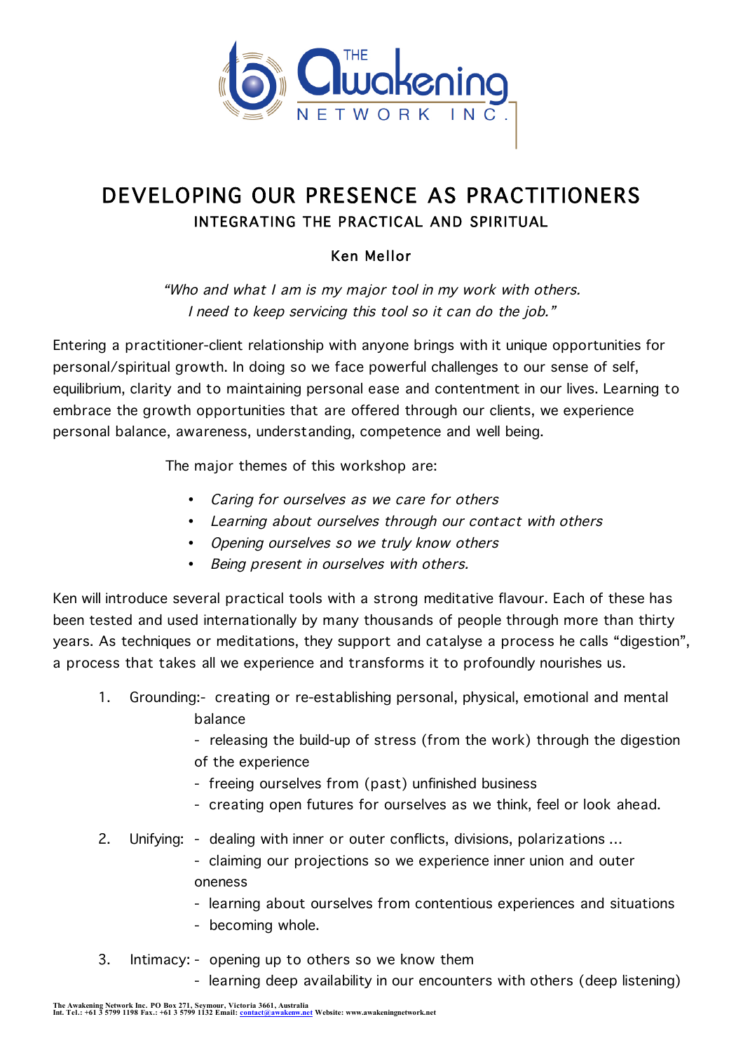THE Awakening NETWORK INC.

# DEVELOPING OUR PRESENCE AS PRACTITIONERS

## INTEGRATING THE PRACTICAL AND SPIRITUAL

### Ken Mellor

*"Who and what I am is my major tool in my work with others.*
*I need to keep servicing this tool so it can do the job."*

Entering a practitioner-client relationship with anyone brings with it unique opportunities for personal/spiritual growth. In doing so we face powerful challenges to our sense of self, equilibrium, clarity and to maintaining personal ease and contentment in our lives. Learning to embrace the growth opportunities that are offered through our clients, we experience personal balance, awareness, understanding, competence and well being.

The major themes of this workshop are:

- *Caring for ourselves as we care for others*
- *Learning about ourselves through our contact with others*
- *Opening ourselves so we truly know others*
- *Being present in ourselves with others.*

Ken will introduce several practical tools with a strong meditative flavour. Each of these has been tested and used internationally by many thousands of people through more than thirty years. As techniques or meditations, they support and catalyse a process he calls "digestion", a process that takes all we experience and transforms it to profoundly nourishes us.

1. Grounding:- creating or re-establishing personal, physical, emotional and mental balance
   - releasing the build-up of stress (from the work) through the digestion of the experience
   - freeing ourselves from (past) unfinished business
   - creating open futures for ourselves as we think, feel or look ahead.

2. Unifying: - dealing with inner or outer conflicts, divisions, polarizations ...
   - claiming our projections so we experience inner union and outer oneness
   - learning about ourselves from contentious experiences and situations
   - becoming whole.

3. Intimacy: - opening up to others so we know them
   - learning deep availability in our encounters with others (deep listening)

The Awakening Network Inc. PO Box 271, Seymour, Victoria 3661, Australia
Int. Tel.: +61 3 5799 1198 Fax.: +61 3 5799 1132 Email: contact@awakenw.net Website: www.awakeningnetwork.net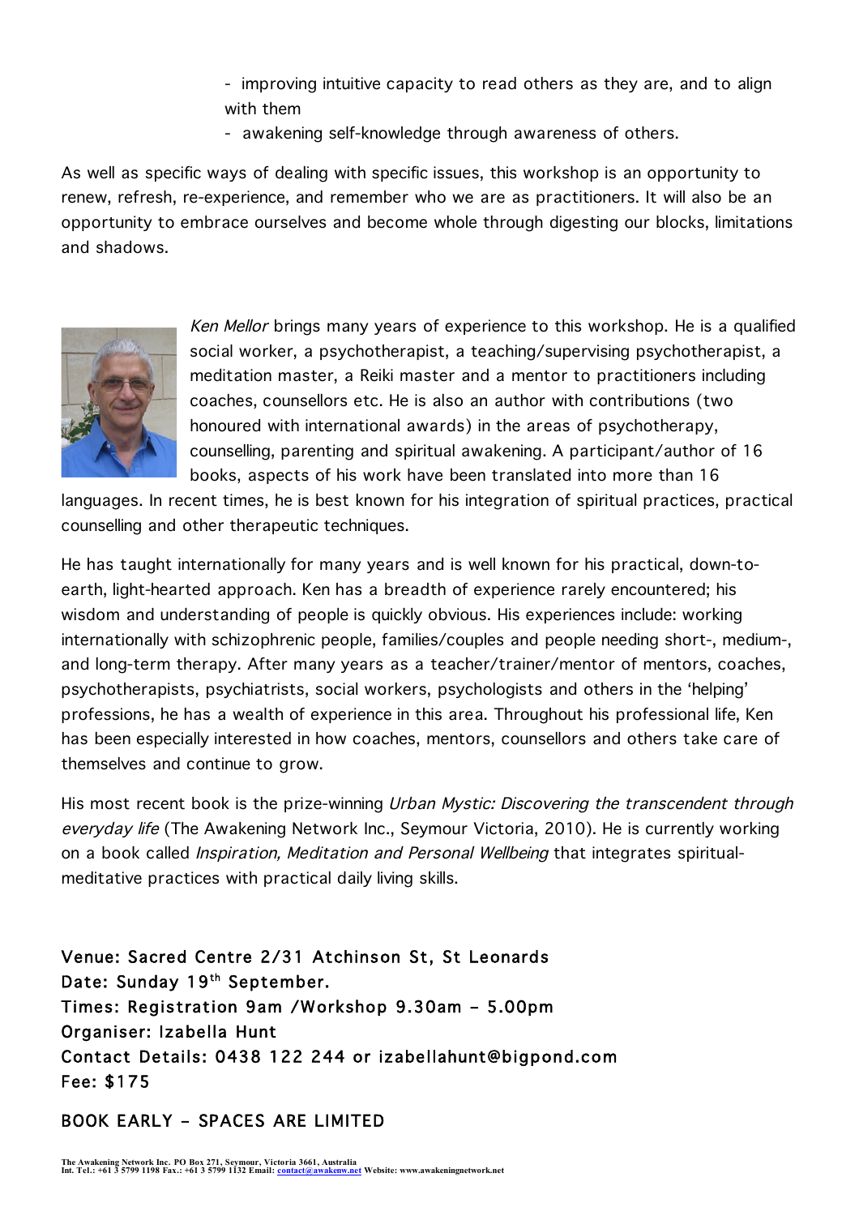- improving intuitive capacity to read others as they are, and to align with them
- awakening self-knowledge through awareness of others.

As well as specific ways of dealing with specific issues, this workshop is an opportunity to renew, refresh, re-experience, and remember who we are as practitioners. It will also be an opportunity to embrace ourselves and become whole through digesting our blocks, limitations and shadows.

*Ken Mellor* brings many years of experience to this workshop. He is a qualified social worker, a psychotherapist, a teaching/supervising psychotherapist, a meditation master, a Reiki master and a mentor to practitioners including coaches, counsellors etc. He is also an author with contributions (two honoured with international awards) in the areas of psychotherapy, counselling, parenting and spiritual awakening. A participant/author of 16 books, aspects of his work have been translated into more than 16 languages. In recent times, he is best known for his integration of spiritual practices, practical counselling and other therapeutic techniques.

He has taught internationally for many years and is well known for his practical, down-to-earth, light-hearted approach. Ken has a breadth of experience rarely encountered; his wisdom and understanding of people is quickly obvious. His experiences include: working internationally with schizophrenic people, families/couples and people needing short-, medium-, and long-term therapy. After many years as a teacher/trainer/mentor of mentors, coaches, psychotherapists, psychiatrists, social workers, psychologists and others in the 'helping' professions, he has a wealth of experience in this area. Throughout his professional life, Ken has been especially interested in how coaches, mentors, counsellors and others take care of themselves and continue to grow.

His most recent book is the prize-winning *Urban Mystic: Discovering the transcendent through everyday life* (The Awakening Network Inc., Seymour Victoria, 2010). He is currently working on a book called *Inspiration, Meditation and Personal Wellbeing* that integrates spiritual-meditative practices with practical daily living skills.

Venue: Sacred Centre 2/31 Atchinson St, St Leonards
Date: Sunday 19th September.
Times: Registration 9am /Workshop 9.30am – 5.00pm
Organiser: Izabella Hunt
Contact Details: 0438 122 244 or izabellahunt@bigpond.com
Fee: $175

BOOK EARLY – SPACES ARE LIMITED

**The Awakening Network Inc. PO Box 271, Seymour, Victoria 3661, Australia**
**Int. Tel.: +61 3 5799 1198 Fax.: +61 3 5799 1132 Email: contact@awakenw.net Website: www.awakeningnetwork.net**